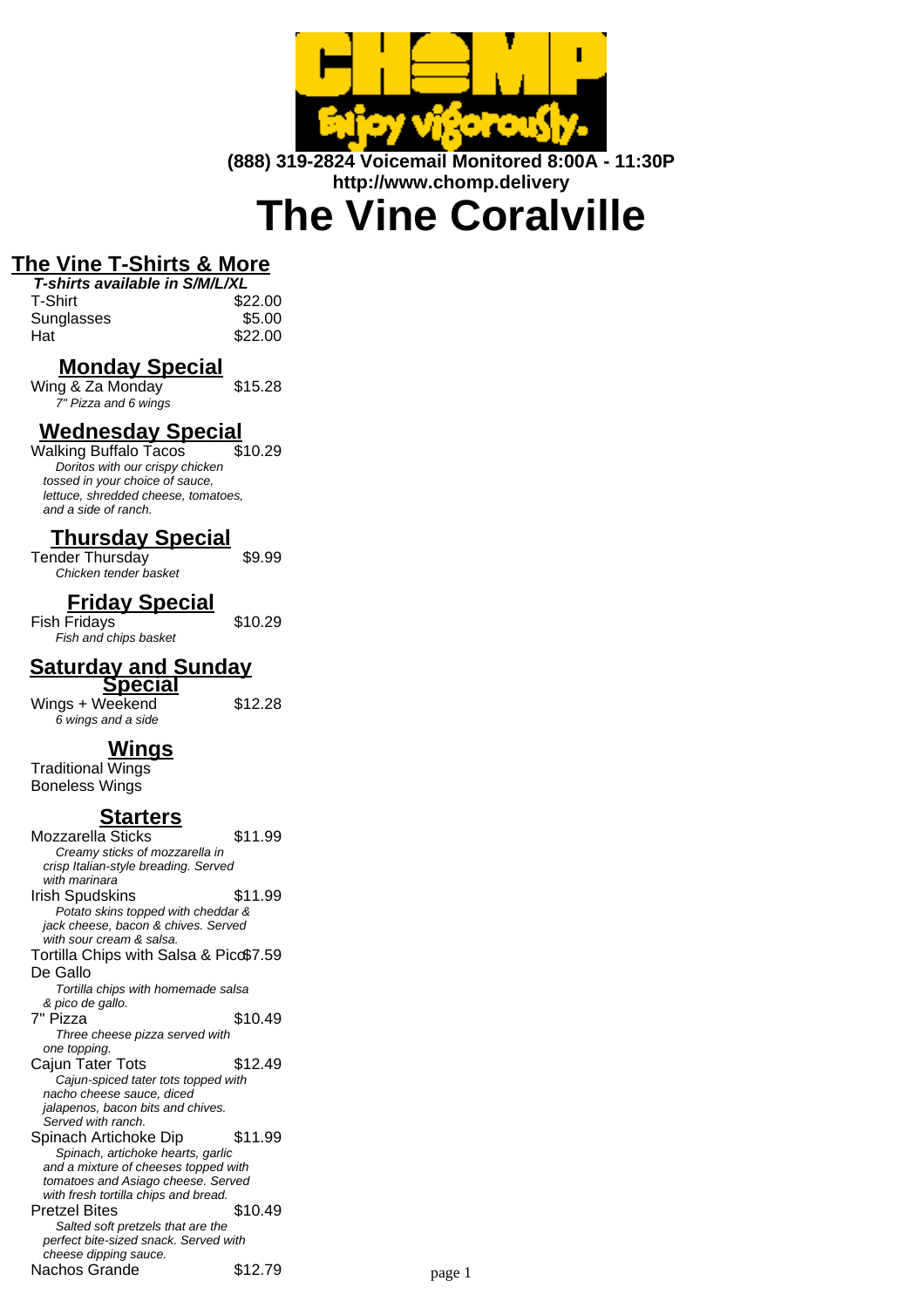**(888) 319-2824 Voicemail Monitored 8:00A - 11:30P**
**http://www.chomp.delivery**

# The Vine Coralville

## The Vine T-Shirts & More

***T-shirts available in S/M/L/XL***

| Item | Price |
|---|---|
| T-Shirt | $22.00 |
| Sunglasses | $5.00 |
| Hat | $22.00 |

## Monday Special

Wing & Za Monday — $15.28
*7" Pizza and 6 wings*

## Wednesday Special

Walking Buffalo Tacos — $10.29
*Doritos with our crispy chicken tossed in your choice of sauce, lettuce, shredded cheese, tomatoes, and a side of ranch.*

## Thursday Special

Tender Thursday — $9.99
*Chicken tender basket*

## Friday Special

Fish Fridays — $10.29
*Fish and chips basket*

## Saturday and Sunday Special

Wings + Weekend — $12.28
*6 wings and a side*

## Wings

Traditional Wings
Boneless Wings

## Starters

Mozzarella Sticks — $11.99
*Creamy sticks of mozzarella in crisp Italian-style breading. Served with marinara*

Irish Spudskins — $11.99
*Potato skins topped with cheddar & jack cheese, bacon & chives. Served with sour cream & salsa.*

Tortilla Chips with Salsa & Pico De Gallo — $7.59
*Tortilla chips with homemade salsa & pico de gallo.*

7" Pizza — $10.49
*Three cheese pizza served with one topping.*

Cajun Tater Tots — $12.49
*Cajun-spiced tater tots topped with nacho cheese sauce, diced jalapenos, bacon bits and chives. Served with ranch.*

Spinach Artichoke Dip — $11.99
*Spinach, artichoke hearts, garlic and a mixture of cheeses topped with tomatoes and Asiago cheese. Served with fresh tortilla chips and bread.*

Pretzel Bites — $10.49
*Salted soft pretzels that are the perfect bite-sized snack. Served with cheese dipping sauce.*

Nachos Grande — $12.79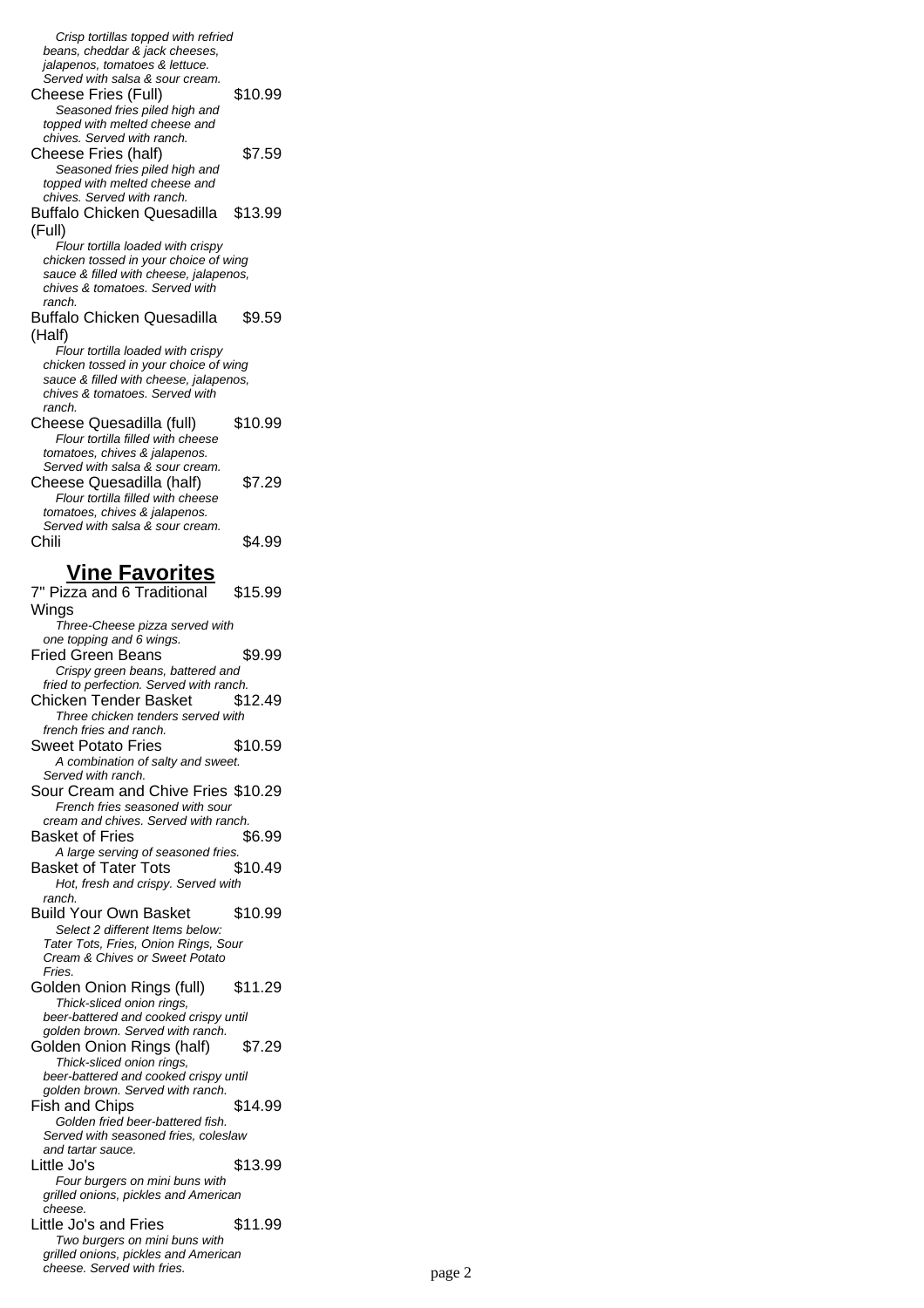*Crisp tortillas topped with refried beans, cheddar & jack cheeses, jalapenos, tomatoes & lettuce. Served with salsa & sour cream.*

Cheese Fries (Full) $10.99
*Seasoned fries piled high and topped with melted cheese and chives. Served with ranch.*

Cheese Fries (half) $7.59
*Seasoned fries piled high and topped with melted cheese and chives. Served with ranch.*

Buffalo Chicken Quesadilla (Full) $13.99
*Flour tortilla loaded with crispy chicken tossed in your choice of wing sauce & filled with cheese, jalapenos, chives & tomatoes. Served with ranch.*

Buffalo Chicken Quesadilla (Half) $9.59
*Flour tortilla loaded with crispy chicken tossed in your choice of wing sauce & filled with cheese, jalapenos, chives & tomatoes. Served with ranch.*

Cheese Quesadilla (full) $10.99
*Flour tortilla filled with cheese tomatoes, chives & jalapenos. Served with salsa & sour cream.*

Cheese Quesadilla (half) $7.29
*Flour tortilla filled with cheese tomatoes, chives & jalapenos. Served with salsa & sour cream.*

Chili $4.99

## Vine Favorites

7" Pizza and 6 Traditional Wings $15.99
*Three-Cheese pizza served with one topping and 6 wings.*

Fried Green Beans $9.99
*Crispy green beans, battered and fried to perfection. Served with ranch.*

Chicken Tender Basket $12.49
*Three chicken tenders served with french fries and ranch.*

Sweet Potato Fries $10.59
*A combination of salty and sweet. Served with ranch.*

Sour Cream and Chive Fries $10.29
*French fries seasoned with sour cream and chives. Served with ranch.*

Basket of Fries $6.99
*A large serving of seasoned fries.*

Basket of Tater Tots $10.49
*Hot, fresh and crispy. Served with ranch.*

Build Your Own Basket $10.99
*Select 2 different Items below: Tater Tots, Fries, Onion Rings, Sour Cream & Chives or Sweet Potato Fries.*

Golden Onion Rings (full) $11.29
*Thick-sliced onion rings, beer-battered and cooked crispy until golden brown. Served with ranch.*

Golden Onion Rings (half) $7.29
*Thick-sliced onion rings, beer-battered and cooked crispy until golden brown. Served with ranch.*

Fish and Chips $14.99
*Golden fried beer-battered fish. Served with seasoned fries, coleslaw and tartar sauce.*

Little Jo's $13.99
*Four burgers on mini buns with grilled onions, pickles and American cheese.*

Little Jo's and Fries $11.99
*Two burgers on mini buns with grilled onions, pickles and American cheese. Served with fries.*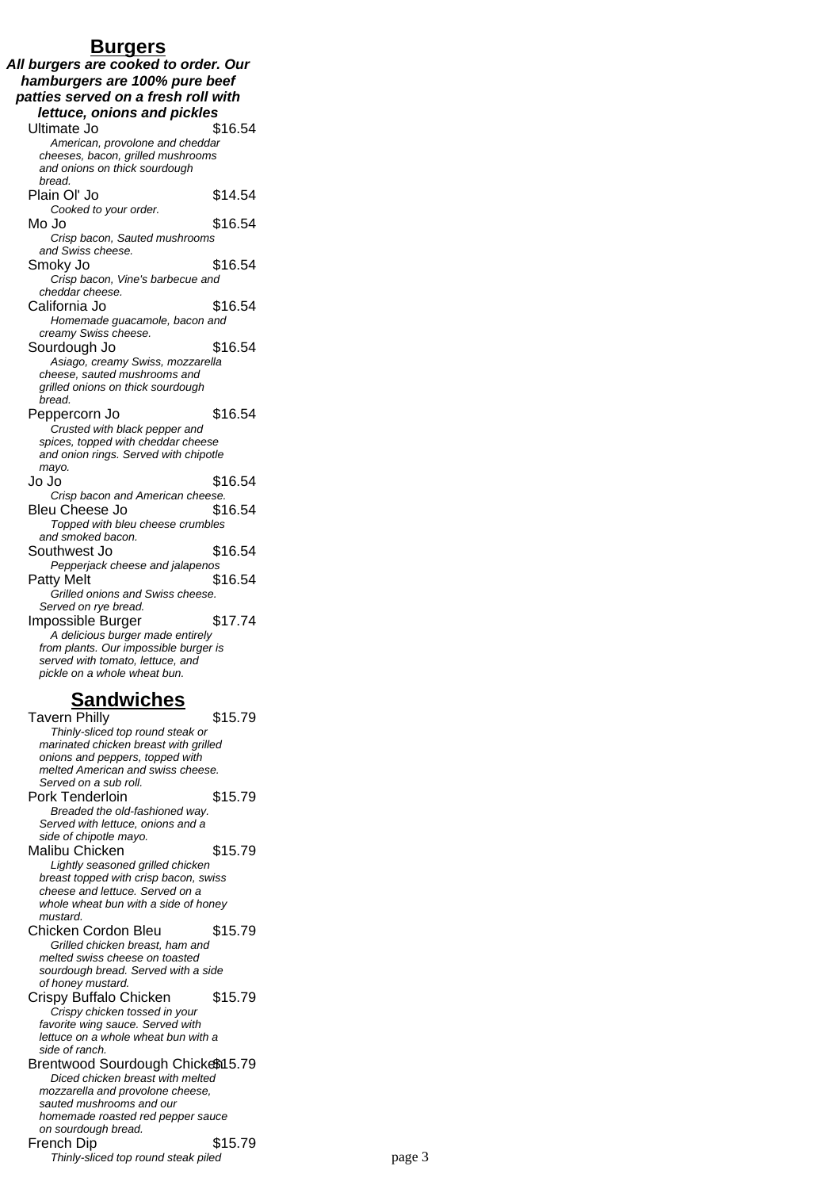## Burgers

***All burgers are cooked to order. Our hamburgers are 100% pure beef patties served on a fresh roll with lettuce, onions and pickles***

Ultimate Jo $16.54
*American, provolone and cheddar cheeses, bacon, grilled mushrooms and onions on thick sourdough bread.*

Plain Ol' Jo $14.54
*Cooked to your order.*

Mo Jo $16.54
*Crisp bacon, Sauted mushrooms and Swiss cheese.*

Smoky Jo $16.54
*Crisp bacon, Vine's barbecue and cheddar cheese.*

California Jo $16.54
*Homemade guacamole, bacon and creamy Swiss cheese.*

Sourdough Jo $16.54
*Asiago, creamy Swiss, mozzarella cheese, sauted mushrooms and grilled onions on thick sourdough bread.*

Peppercorn Jo $16.54
*Crusted with black pepper and spices, topped with cheddar cheese and onion rings. Served with chipotle mayo.*

Jo Jo $16.54
*Crisp bacon and American cheese.*

Bleu Cheese Jo $16.54
*Topped with bleu cheese crumbles and smoked bacon.*

Southwest Jo $16.54
*Pepperjack cheese and jalapenos*

Patty Melt $16.54
*Grilled onions and Swiss cheese. Served on rye bread.*

Impossible Burger $17.74
*A delicious burger made entirely from plants. Our impossible burger is served with tomato, lettuce, and pickle on a whole wheat bun.*

## Sandwiches

Tavern Philly $15.79
*Thinly-sliced top round steak or marinated chicken breast with grilled onions and peppers, topped with melted American and swiss cheese. Served on a sub roll.*

Pork Tenderloin $15.79
*Breaded the old-fashioned way. Served with lettuce, onions and a side of chipotle mayo.*

Malibu Chicken $15.79
*Lightly seasoned grilled chicken breast topped with crisp bacon, swiss cheese and lettuce. Served on a whole wheat bun with a side of honey mustard.*

Chicken Cordon Bleu $15.79
*Grilled chicken breast, ham and melted swiss cheese on toasted sourdough bread. Served with a side of honey mustard.*

Crispy Buffalo Chicken $15.79
*Crispy chicken tossed in your favorite wing sauce. Served with lettuce on a whole wheat bun with a side of ranch.*

Brentwood Sourdough Chicken $15.79
*Diced chicken breast with melted mozzarella and provolone cheese, sauted mushrooms and our homemade roasted red pepper sauce on sourdough bread.*

French Dip $15.79
*Thinly-sliced top round steak piled*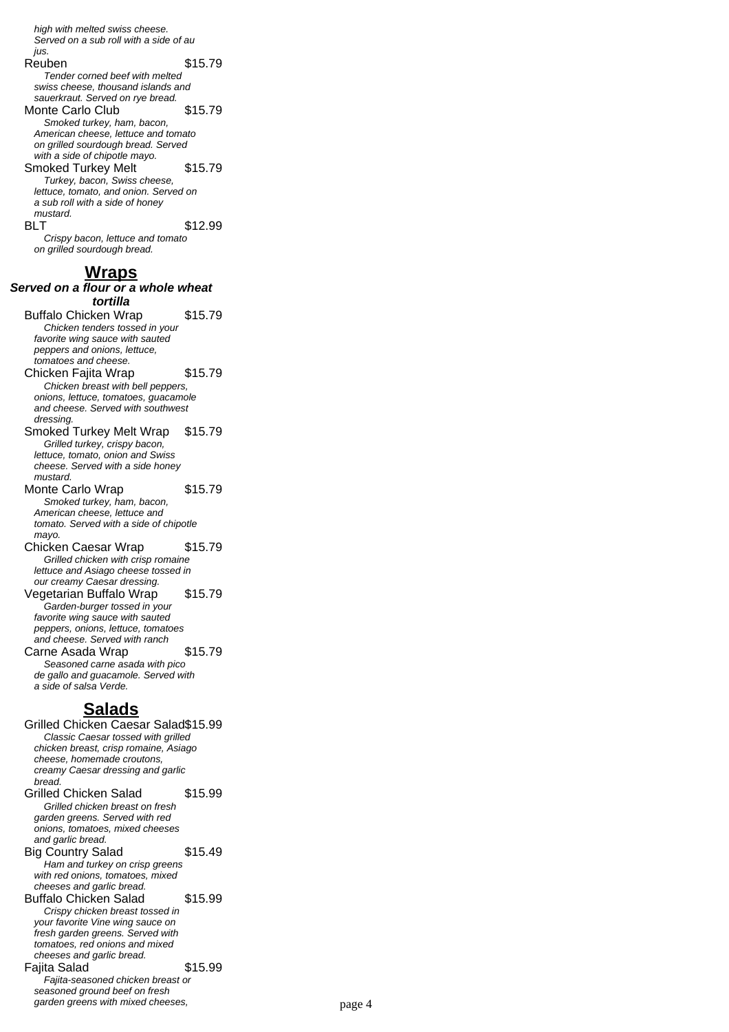*high with melted swiss cheese. Served on a sub roll with a side of au jus.*

Reuben $15.79

*Tender corned beef with melted swiss cheese, thousand islands and sauerkraut. Served on rye bread.*

Monte Carlo Club $15.79

*Smoked turkey, ham, bacon, American cheese, lettuce and tomato on grilled sourdough bread. Served with a side of chipotle mayo.*

Smoked Turkey Melt $15.79

*Turkey, bacon, Swiss cheese, lettuce, tomato, and onion. Served on a sub roll with a side of honey mustard.*

BLT $12.99

*Crispy bacon, lettuce and tomato on grilled sourdough bread.*

## Wraps

***Served on a flour or a whole wheat tortilla***

Buffalo Chicken Wrap $15.79

*Chicken tenders tossed in your favorite wing sauce with sauted peppers and onions, lettuce, tomatoes and cheese.*

Chicken Fajita Wrap $15.79

*Chicken breast with bell peppers, onions, lettuce, tomatoes, guacamole and cheese. Served with southwest dressing.*

Smoked Turkey Melt Wrap $15.79

*Grilled turkey, crispy bacon, lettuce, tomato, onion and Swiss cheese. Served with a side honey mustard.*

Monte Carlo Wrap $15.79

*Smoked turkey, ham, bacon, American cheese, lettuce and tomato. Served with a side of chipotle mayo.*

Chicken Caesar Wrap $15.79

*Grilled chicken with crisp romaine lettuce and Asiago cheese tossed in our creamy Caesar dressing.*

Vegetarian Buffalo Wrap $15.79

*Garden-burger tossed in your favorite wing sauce with sauted peppers, onions, lettuce, tomatoes and cheese. Served with ranch*

Carne Asada Wrap $15.79

*Seasoned carne asada with pico de gallo and guacamole. Served with a side of salsa Verde.*

## Salads

Grilled Chicken Caesar Salad $15.99

*Classic Caesar tossed with grilled chicken breast, crisp romaine, Asiago cheese, homemade croutons, creamy Caesar dressing and garlic bread.*

Grilled Chicken Salad $15.99

*Grilled chicken breast on fresh garden greens. Served with red onions, tomatoes, mixed cheeses and garlic bread.*

Big Country Salad $15.49

*Ham and turkey on crisp greens with red onions, tomatoes, mixed cheeses and garlic bread.*

Buffalo Chicken Salad $15.99

*Crispy chicken breast tossed in your favorite Vine wing sauce on fresh garden greens. Served with tomatoes, red onions and mixed cheeses and garlic bread.*

Fajita Salad $15.99

*Fajita-seasoned chicken breast or seasoned ground beef on fresh garden greens with mixed cheeses,*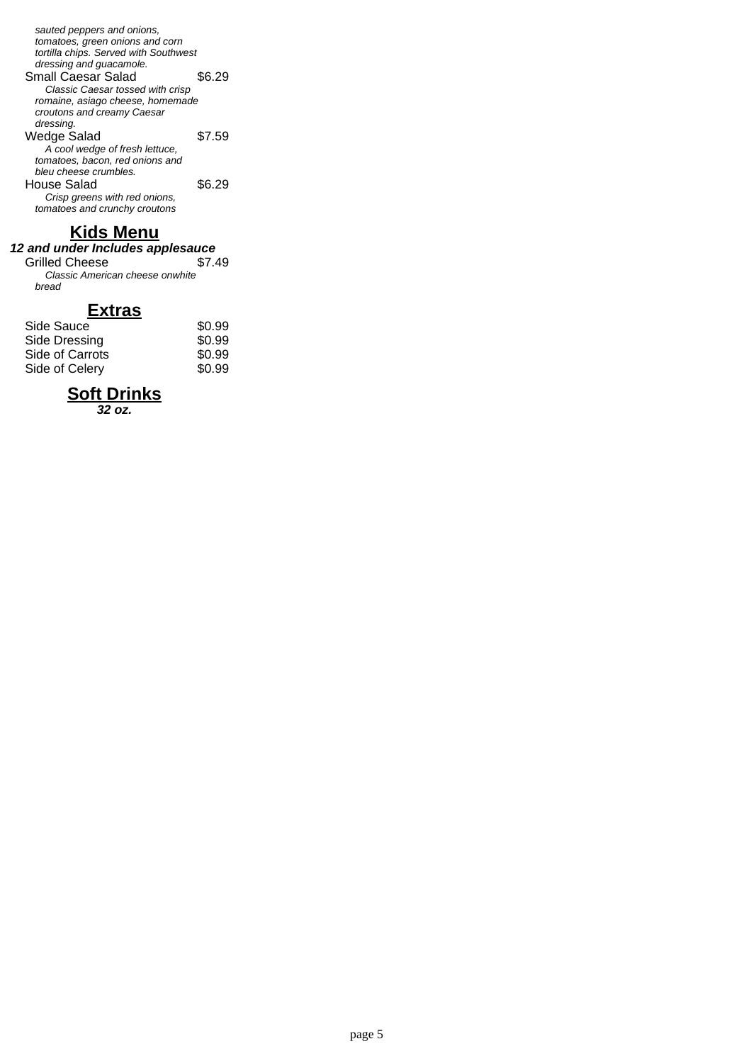*sauted peppers and onions, tomatoes, green onions and corn tortilla chips. Served with Southwest dressing and guacamole.*

Small Caesar Salad $6.29

*Classic Caesar tossed with crisp romaine, asiago cheese, homemade croutons and creamy Caesar dressing.*

Wedge Salad $7.59

*A cool wedge of fresh lettuce, tomatoes, bacon, red onions and bleu cheese crumbles.*

House Salad $6.29

*Crisp greens with red onions, tomatoes and crunchy croutons*

## Kids Menu

***12 and under Includes applesauce***

Grilled Cheese $7.49

*Classic American cheese onwhite bread*

## Extras

| | |
|---|---|
| Side Sauce | $0.99 |
| Side Dressing | $0.99 |
| Side of Carrots | $0.99 |
| Side of Celery | $0.99 |

## Soft Drinks

***32 oz.***